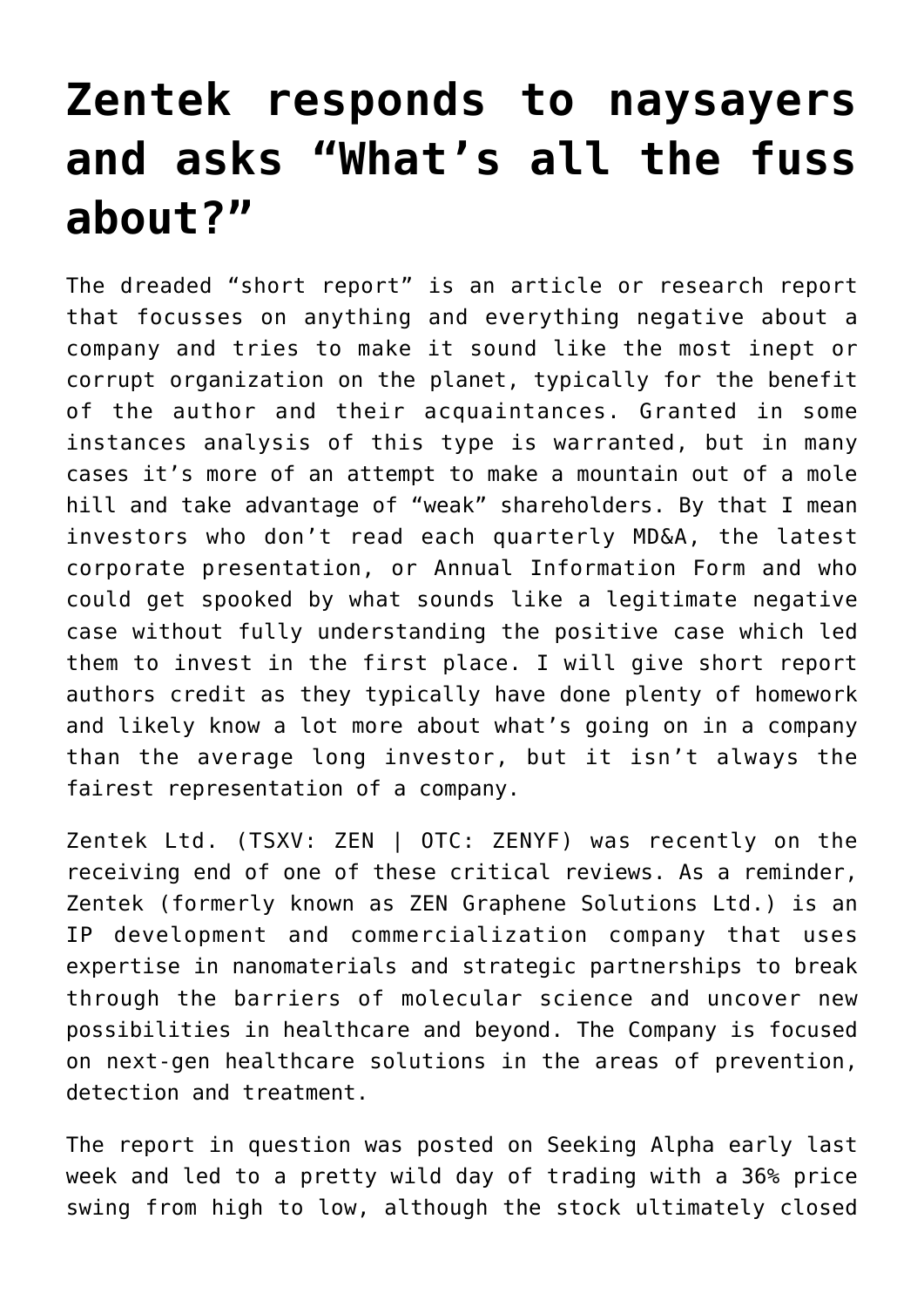# Zentek responds to naysayers and asks "What's all the fuss about?"

The dreaded "short report" is an article or research report that focusses on anything and everything negative about a company and tries to make it sound like the most inept or corrupt organization on the planet, typically for the benefit of the author and their acquaintances. Granted in some instances analysis of this type is warranted, but in many cases it's more of an attempt to make a mountain out of a mole hill and take advantage of "weak" shareholders. By that I mean investors who don't read each quarterly MD&A, the latest corporate presentation, or Annual Information Form and who could get spooked by what sounds like a legitimate negative case without fully understanding the positive case which led them to invest in the first place. I will give short report authors credit as they typically have done plenty of homework and likely know a lot more about what's going on in a company than the average long investor, but it isn't always the fairest representation of a company.

Zentek Ltd. (TSXV: ZEN | OTC: ZENYF) was recently on the receiving end of one of these critical reviews. As a reminder, Zentek (formerly known as ZEN Graphene Solutions Ltd.) is an IP development and commercialization company that uses expertise in nanomaterials and strategic partnerships to break through the barriers of molecular science and uncover new possibilities in healthcare and beyond. The Company is focused on next-gen healthcare solutions in the areas of prevention, detection and treatment.

The report in question was posted on Seeking Alpha early last week and led to a pretty wild day of trading with a 36% price swing from high to low, although the stock ultimately closed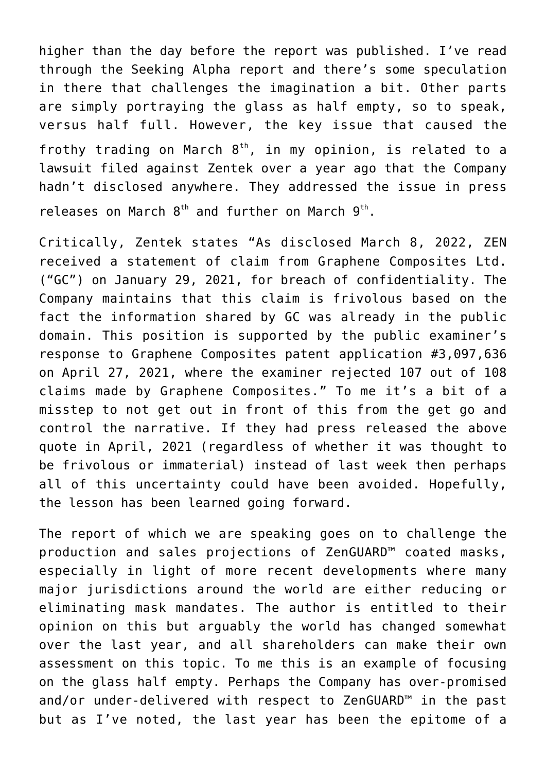higher than the day before the report was published. I've read through the Seeking Alpha report and there's some speculation in there that challenges the imagination a bit. Other parts are simply portraying the glass as half empty, so to speak, versus half full. However, the key issue that caused the frothy trading on March 8th, in my opinion, is related to a lawsuit filed against Zentek over a year ago that the Company hadn't disclosed anywhere. They addressed the issue in press releases on March 8th and further on March 9th.

Critically, Zentek states "As disclosed March 8, 2022, ZEN received a statement of claim from Graphene Composites Ltd. ("GC") on January 29, 2021, for breach of confidentiality. The Company maintains that this claim is frivolous based on the fact the information shared by GC was already in the public domain. This position is supported by the public examiner's response to Graphene Composites patent application #3,097,636 on April 27, 2021, where the examiner rejected 107 out of 108 claims made by Graphene Composites." To me it's a bit of a misstep to not get out in front of this from the get go and control the narrative. If they had press released the above quote in April, 2021 (regardless of whether it was thought to be frivolous or immaterial) instead of last week then perhaps all of this uncertainty could have been avoided. Hopefully, the lesson has been learned going forward.

The report of which we are speaking goes on to challenge the production and sales projections of ZenGUARD™ coated masks, especially in light of more recent developments where many major jurisdictions around the world are either reducing or eliminating mask mandates. The author is entitled to their opinion on this but arguably the world has changed somewhat over the last year, and all shareholders can make their own assessment on this topic. To me this is an example of focusing on the glass half empty. Perhaps the Company has over-promised and/or under-delivered with respect to ZenGUARD™ in the past but as I've noted, the last year has been the epitome of a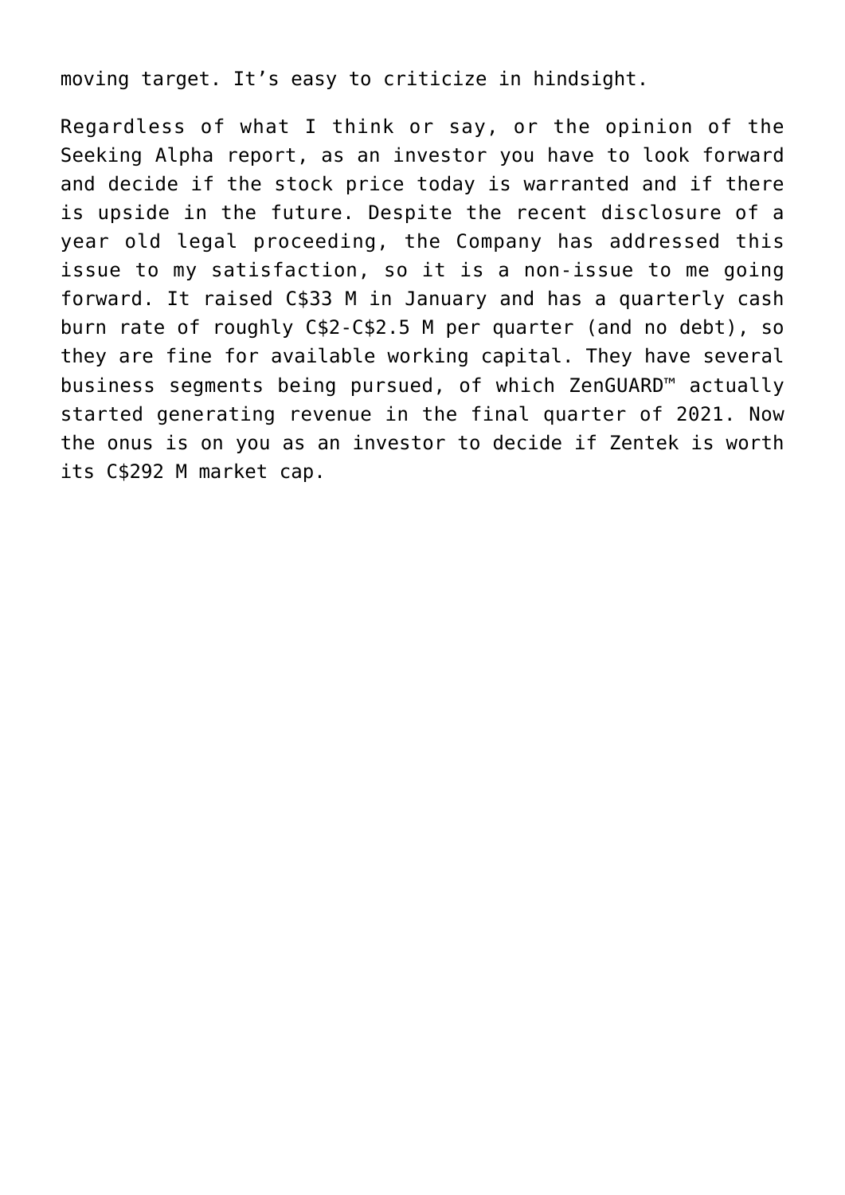moving target. It’s easy to criticize in hindsight.

Regardless of what I think or say, or the opinion of the Seeking Alpha report, as an investor you have to look forward and decide if the stock price today is warranted and if there is upside in the future. Despite the recent disclosure of a year old legal proceeding, the Company has addressed this issue to my satisfaction, so it is a non-issue to me going forward. It raised C$33 M in January and has a quarterly cash burn rate of roughly C$2-C$2.5 M per quarter (and no debt), so they are fine for available working capital. They have several business segments being pursued, of which ZenGUARD™ actually started generating revenue in the final quarter of 2021. Now the onus is on you as an investor to decide if Zentek is worth its C$292 M market cap.